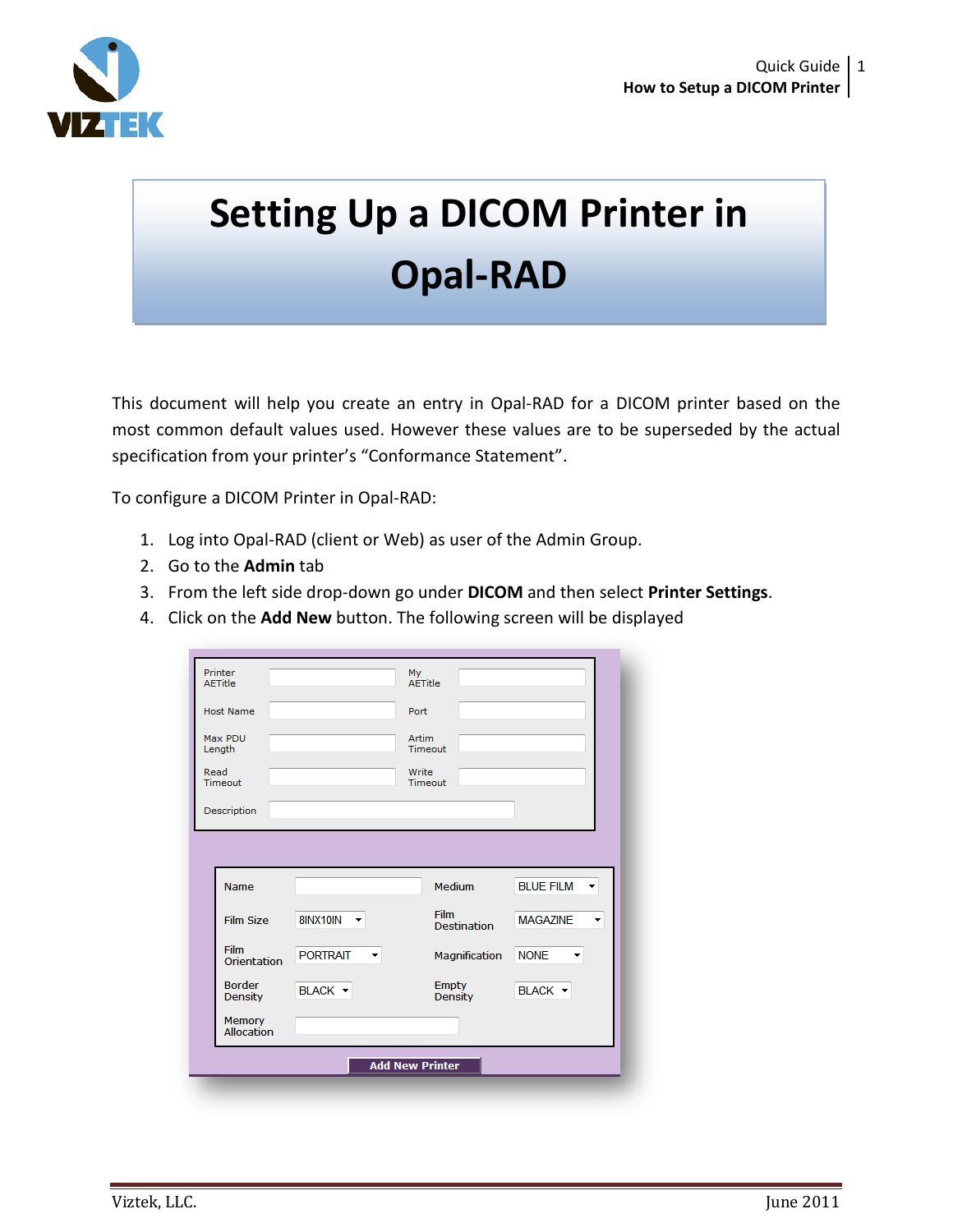# Setting Up a DICOM Printer in Opal-RAD

This document will help you create an entry in Opal-RAD for a DICOM printer based on the most common default values used. However these values are to be superseded by the actual specification from your printer's "Conformance Statement".

To configure a DICOM Printer in Opal-RAD:

1. Log into Opal-RAD (client or Web) as user of the Admin Group.
2. Go to the **Admin** tab
3. From the left side drop-down go under **DICOM** and then select **Printer Settings**.
4. Click on the **Add New** button. The following screen will be displayed

| Printer AETitle | | My AETitle | |
|---|---|---|---|
| Host Name | | Port | |
| Max PDU Length | | Artim Timeout | |
| Read Timeout | | Write Timeout | |
| Description | | | |

| Name | | Medium | BLUE FILM |
|---|---|---|---|
| Film Size | 8INX10IN | Film Destination | MAGAZINE |
| Film Orientation | PORTRAIT | Magnification | NONE |
| Border Density | BLACK | Empty Density | BLACK |
| Memory Allocation | | | |

Add New Printer

Viztek, LLC. June 2011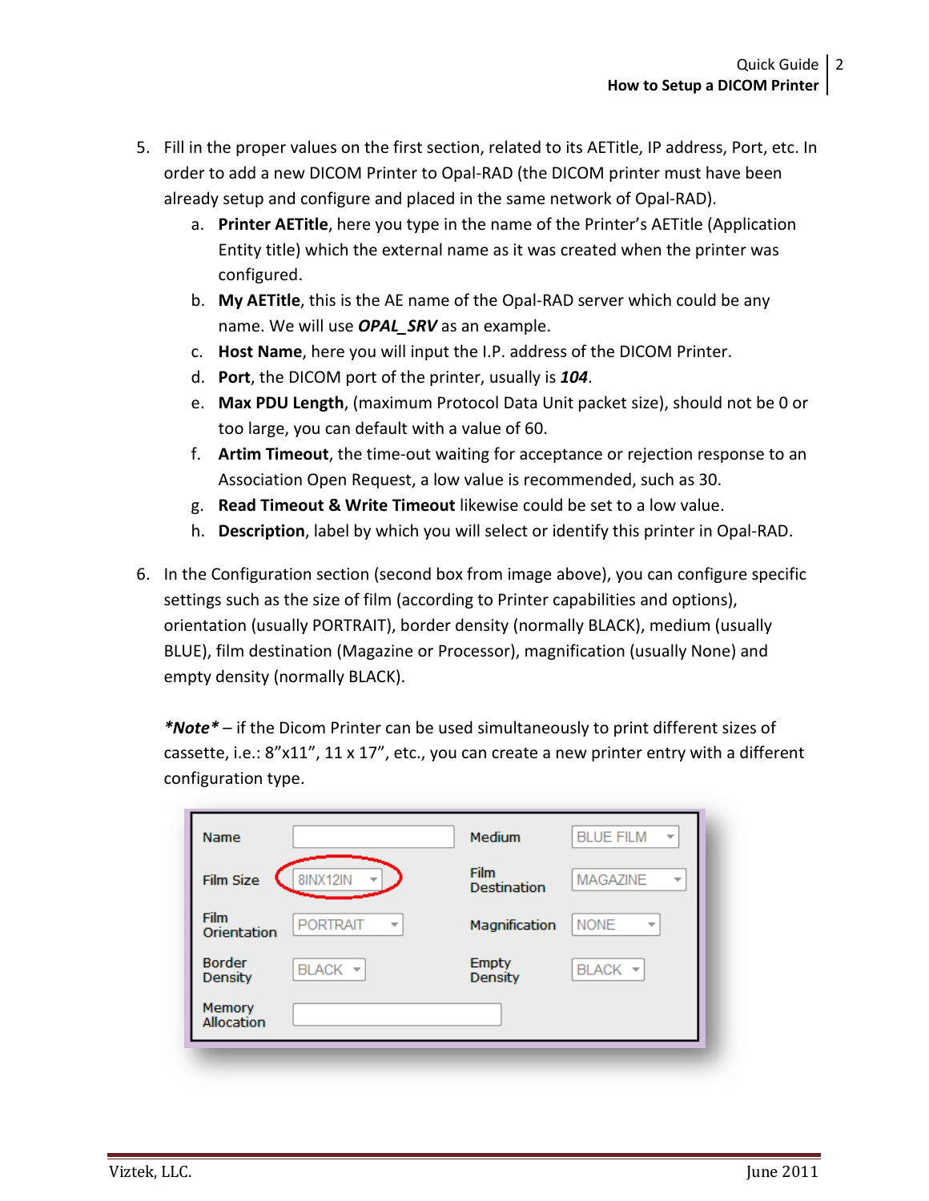5. Fill in the proper values on the first section, related to its AETitle, IP address, Port, etc. In order to add a new DICOM Printer to Opal-RAD (the DICOM printer must have been already setup and configure and placed in the same network of Opal-RAD).
   a. **Printer AETitle**, here you type in the name of the Printer's AETitle (Application Entity title) which the external name as it was created when the printer was configured.
   b. **My AETitle**, this is the AE name of the Opal-RAD server which could be any name. We will use ***OPAL_SRV*** as an example.
   c. **Host Name**, here you will input the I.P. address of the DICOM Printer.
   d. **Port**, the DICOM port of the printer, usually is ***104***.
   e. **Max PDU Length**, (maximum Protocol Data Unit packet size), should not be 0 or too large, you can default with a value of 60.
   f. **Artim Timeout**, the time-out waiting for acceptance or rejection response to an Association Open Request, a low value is recommended, such as 30.
   g. **Read Timeout & Write Timeout** likewise could be set to a low value.
   h. **Description**, label by which you will select or identify this printer in Opal-RAD.

6. In the Configuration section (second box from image above), you can configure specific settings such as the size of film (according to Printer capabilities and options), orientation (usually PORTRAIT), border density (normally BLACK), medium (usually BLUE), film destination (Magazine or Processor), magnification (usually None) and empty density (normally BLACK).

   ***Note*** – if the Dicom Printer can be used simultaneously to print different sizes of cassette, i.e.: 8"x11", 11 x 17", etc., you can create a new printer entry with a different configuration type.

Name
Film Size: 8INX12IN
Film Orientation: PORTRAIT
Border Density: BLACK
Memory Allocation
Medium: BLUE FILM
Film Destination: MAGAZINE
Magnification: NONE
Empty Density: BLACK